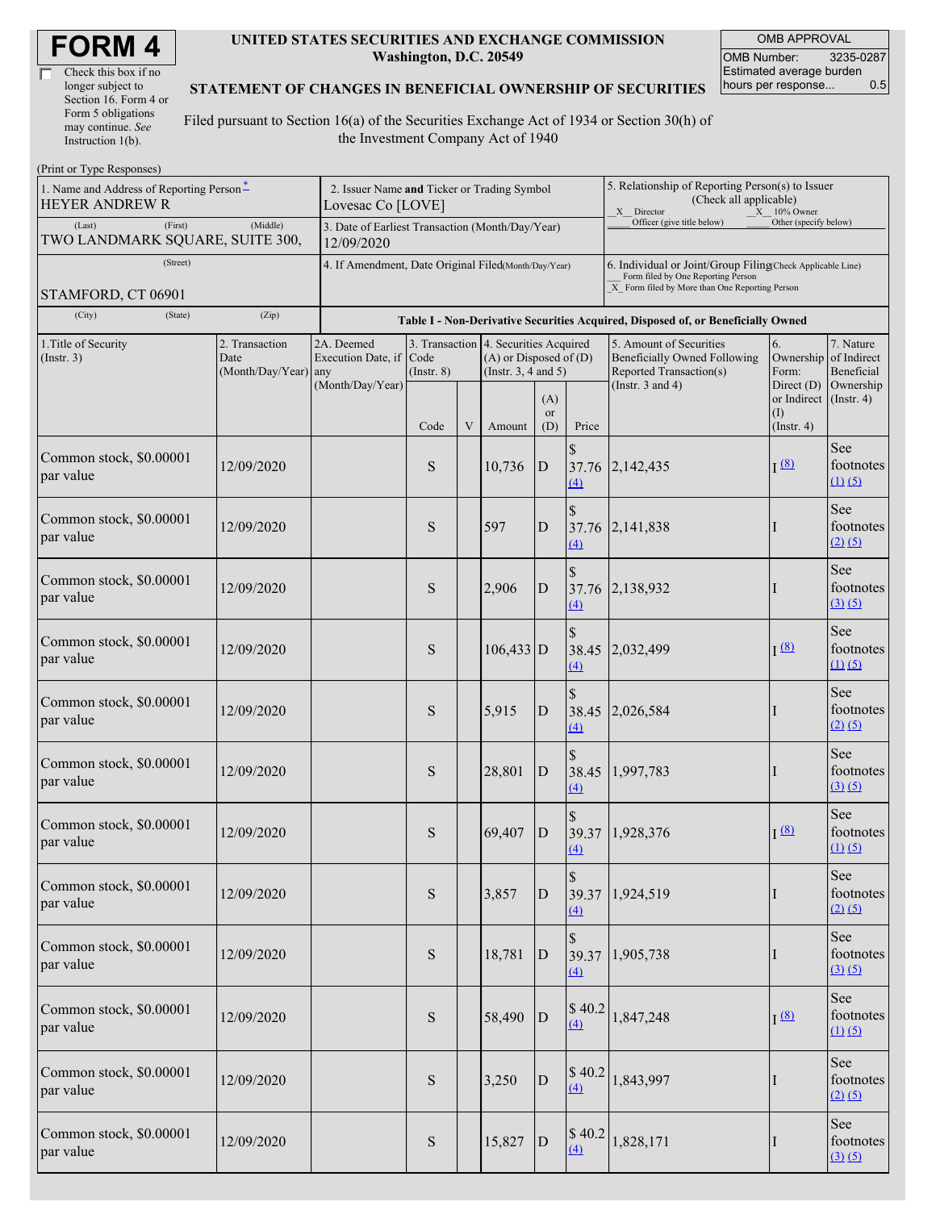# FORM 4

☐ Check this box if no longer subject to Section 16. Form 4 or Form 5 obligations may continue. *See* Instruction 1(b).

**UNITED STATES SECURITIES AND EXCHANGE COMMISSION**
**Washington, D.C. 20549**

**STATEMENT OF CHANGES IN BENEFICIAL OWNERSHIP OF SECURITIES**

Filed pursuant to Section 16(a) of the Securities Exchange Act of 1934 or Section 30(h) of the Investment Company Act of 1940

| OMB APPROVAL | |
|---|---|
| OMB Number: | 3235-0287 |
| Estimated average burden hours per response... | 0.5 |

(Print or Type Responses)

| 1. Name and Address of Reporting Person * | 2. Issuer Name **and** Ticker or Trading Symbol | 5. Relationship of Reporting Person(s) to Issuer (Check all applicable) |
|---|---|---|
| HEYER ANDREW R | Lovesac Co [LOVE] | _X_ Director  _X_ 10% Owner  ___ Officer (give title below)  ___ Other (specify below) |
| (Last) (First) (Middle) TWO LANDMARK SQUARE, SUITE 300, | 3. Date of Earliest Transaction (Month/Day/Year) 12/09/2020 | |
| (Street) STAMFORD, CT 06901 | 4. If Amendment, Date Original Filed(Month/Day/Year) | 6. Individual or Joint/Group Filing(Check Applicable Line) ___ Form filed by One Reporting Person _X_ Form filed by More than One Reporting Person |
| (City) (State) (Zip) | | |

**Table I - Non-Derivative Securities Acquired, Disposed of, or Beneficially Owned**

| 1.Title of Security (Instr. 3) | 2. Transaction Date (Month/Day/Year) | 2A. Deemed Execution Date, if any (Month/Day/Year) | 3. Transaction Code (Instr. 8) | | 4. Securities Acquired (A) or Disposed of (D) (Instr. 3, 4 and 5) | | | 5. Amount of Securities Beneficially Owned Following Reported Transaction(s) (Instr. 3 and 4) | 6. Ownership Form: Direct (D) or Indirect (I) (Instr. 4) | 7. Nature of Indirect Beneficial Ownership (Instr. 4) |
|---|---|---|---|---|---|---|---|---|---|---|
| | | | Code | V | Amount | (A) or (D) | Price | | | |
| Common stock, $0.00001 par value | 12/09/2020 | | S | | 10,736 | D | $ 37.76 (4) | 2,142,435 | I (8) | See footnotes (1) (5) |
| Common stock, $0.00001 par value | 12/09/2020 | | S | | 597 | D | $ 37.76 (4) | 2,141,838 | I | See footnotes (2) (5) |
| Common stock, $0.00001 par value | 12/09/2020 | | S | | 2,906 | D | $ 37.76 (4) | 2,138,932 | I | See footnotes (3) (5) |
| Common stock, $0.00001 par value | 12/09/2020 | | S | | 106,433 | D | $ 38.45 (4) | 2,032,499 | I (8) | See footnotes (1) (5) |
| Common stock, $0.00001 par value | 12/09/2020 | | S | | 5,915 | D | $ 38.45 (4) | 2,026,584 | I | See footnotes (2) (5) |
| Common stock, $0.00001 par value | 12/09/2020 | | S | | 28,801 | D | $ 38.45 (4) | 1,997,783 | I | See footnotes (3) (5) |
| Common stock, $0.00001 par value | 12/09/2020 | | S | | 69,407 | D | $ 39.37 (4) | 1,928,376 | I (8) | See footnotes (1) (5) |
| Common stock, $0.00001 par value | 12/09/2020 | | S | | 3,857 | D | $ 39.37 (4) | 1,924,519 | I | See footnotes (2) (5) |
| Common stock, $0.00001 par value | 12/09/2020 | | S | | 18,781 | D | $ 39.37 (4) | 1,905,738 | I | See footnotes (3) (5) |
| Common stock, $0.00001 par value | 12/09/2020 | | S | | 58,490 | D | $ 40.2 (4) | 1,847,248 | I (8) | See footnotes (1) (5) |
| Common stock, $0.00001 par value | 12/09/2020 | | S | | 3,250 | D | $ 40.2 (4) | 1,843,997 | I | See footnotes (2) (5) |
| Common stock, $0.00001 par value | 12/09/2020 | | S | | 15,827 | D | $ 40.2 (4) | 1,828,171 | I | See footnotes (3) (5) |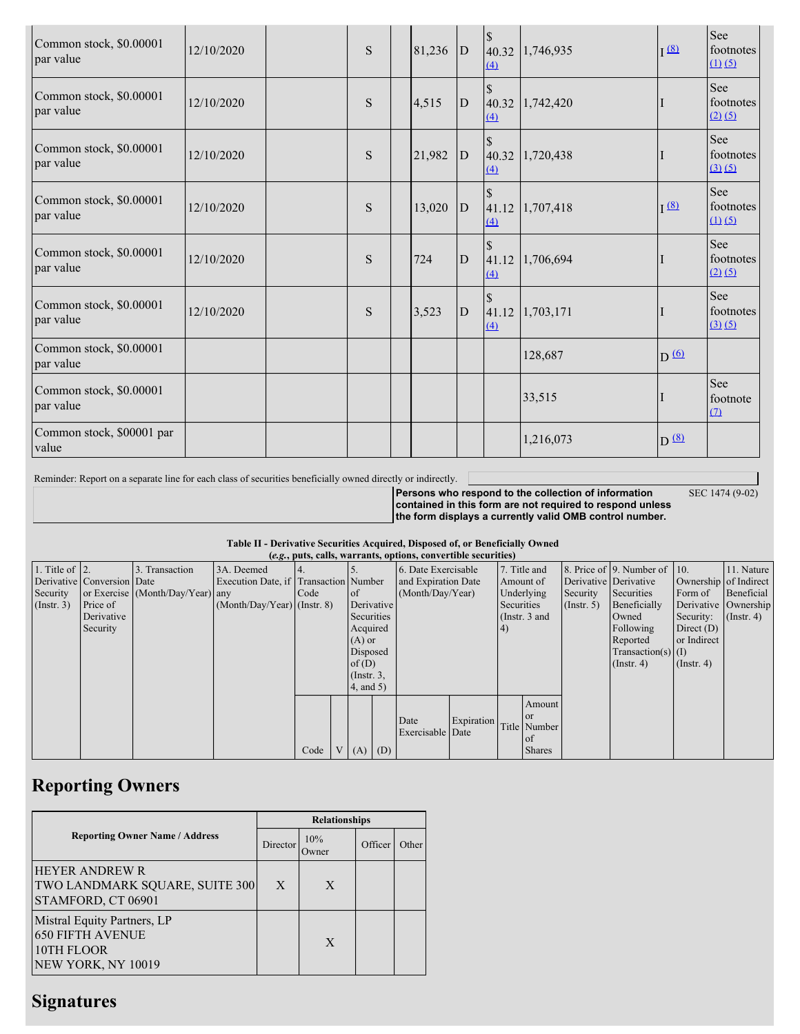| Common stock, $0.00001 par value | 12/10/2020 | | S | | 81,236 | D | $ 40.32 (4) | 1,746,935 | I (8) | See footnotes (1) (5) |
|---|---|---|---|---|---|---|---|---|---|---|
| Common stock, $0.00001 par value | 12/10/2020 | | S | | 4,515 | D | $ 40.32 (4) | 1,742,420 | I | See footnotes (2) (5) |
| Common stock, $0.00001 par value | 12/10/2020 | | S | | 21,982 | D | $ 40.32 (4) | 1,720,438 | I | See footnotes (3) (5) |
| Common stock, $0.00001 par value | 12/10/2020 | | S | | 13,020 | D | $ 41.12 (4) | 1,707,418 | I (8) | See footnotes (1) (5) |
| Common stock, $0.00001 par value | 12/10/2020 | | S | | 724 | D | $ 41.12 (4) | 1,706,694 | I | See footnotes (2) (5) |
| Common stock, $0.00001 par value | 12/10/2020 | | S | | 3,523 | D | $ 41.12 (4) | 1,703,171 | I | See footnotes (3) (5) |
| Common stock, $0.00001 par value | | | | | | | | 128,687 | D (6) | |
| Common stock, $0.00001 par value | | | | | | | | 33,515 | I | See footnote (7) |
| Common stock, $00001 par value | | | | | | | | 1,216,073 | D (8) | |

Reminder: Report on a separate line for each class of securities beneficially owned directly or indirectly.

**Persons who respond to the collection of information contained in this form are not required to respond unless the form displays a currently valid OMB control number.** SEC 1474 (9-02)

**Table II - Derivative Securities Acquired, Disposed of, or Beneficially Owned**
**(*e.g.*, puts, calls, warrants, options, convertible securities)**

| 1. Title of Derivative Security (Instr. 3) | 2. Conversion or Exercise Price of Derivative Security | 3. Transaction Date (Month/Day/Year) | 3A. Deemed Execution Date, if any (Month/Day/Year) | 4. Transaction Code (Instr. 8) | | 5. Number of Derivative Securities Acquired (A) or Disposed of (D) (Instr. 3, 4, and 5) | | 6. Date Exercisable and Expiration Date (Month/Day/Year) | | 7. Title and Amount of Underlying Securities (Instr. 3 and 4) | | 8. Price of Derivative Security (Instr. 5) | 9. Number of Derivative Securities Beneficially Owned Following Reported Transaction(s) (Instr. 4) | 10. Ownership Form of Derivative Security: Direct (D) or Indirect (I) (Instr. 4) | 11. Nature of Indirect Beneficial Ownership (Instr. 4) |
|---|---|---|---|---|---|---|---|---|---|---|---|---|---|---|---|
| | | | | Code | V | (A) | (D) | Date Exercisable | Expiration Date | Title | Amount or Number of Shares | | | | |

## Reporting Owners

| Reporting Owner Name / Address | Relationships | | | |
|---|---|---|---|---|
| | Director | 10% Owner | Officer | Other |
| HEYER ANDREW R<br>TWO LANDMARK SQUARE, SUITE 300<br>STAMFORD, CT 06901 | X | X | | |
| Mistral Equity Partners, LP<br>650 FIFTH AVENUE<br>10TH FLOOR<br>NEW YORK, NY 10019 | | X | | |

## Signatures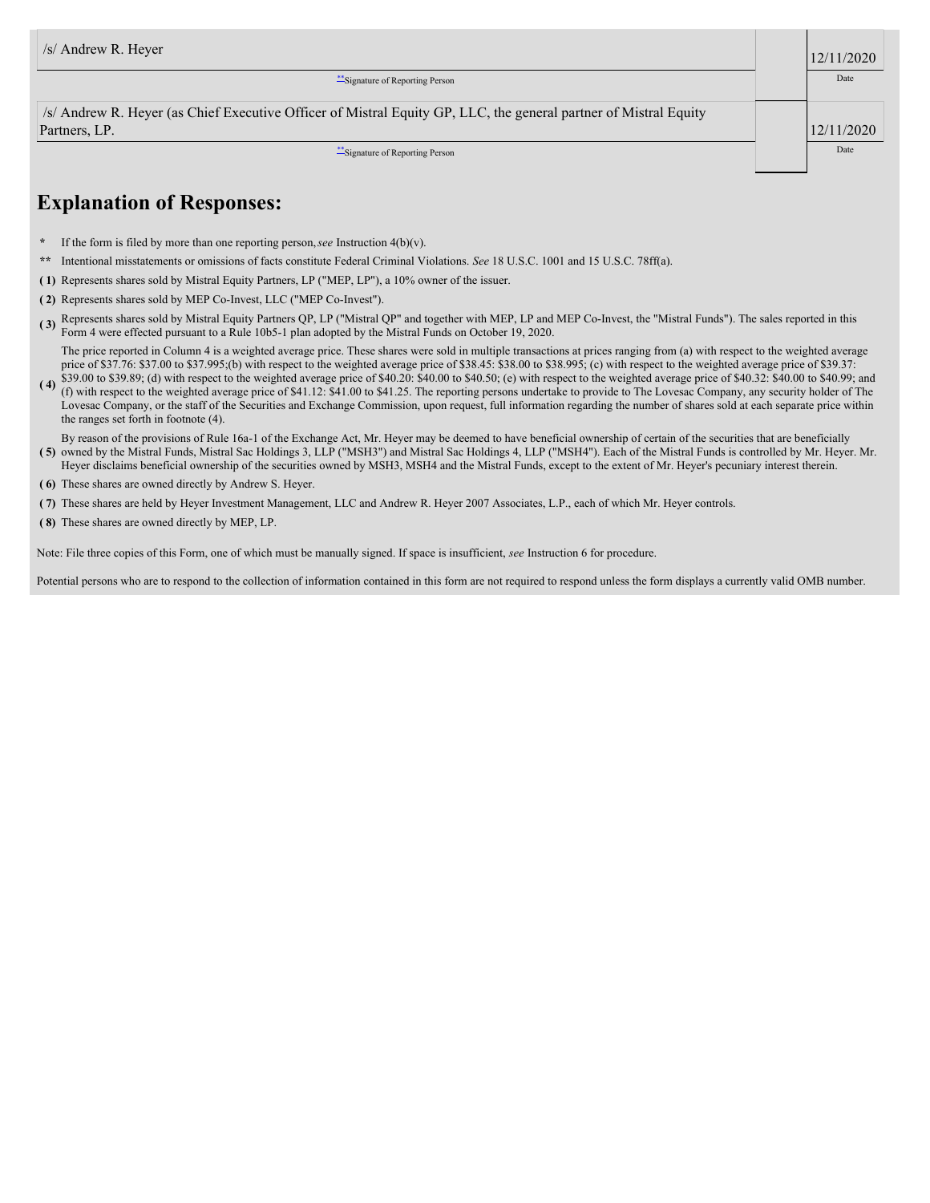| | |
|---|---|
| /s/ Andrew R. Heyer | 12/11/2020 |
| ** Signature of Reporting Person | Date |
| /s/ Andrew R. Heyer (as Chief Executive Officer of Mistral Equity GP, LLC, the general partner of Mistral Equity Partners, LP. | 12/11/2020 |
| ** Signature of Reporting Person | Date |

## Explanation of Responses:

\* If the form is filed by more than one reporting person, *see* Instruction 4(b)(v).

\*\* Intentional misstatements or omissions of facts constitute Federal Criminal Violations. *See* 18 U.S.C. 1001 and 15 U.S.C. 78ff(a).

( 1) Represents shares sold by Mistral Equity Partners, LP ("MEP, LP"), a 10% owner of the issuer.

( 2) Represents shares sold by MEP Co-Invest, LLC ("MEP Co-Invest").

( 3) Represents shares sold by Mistral Equity Partners QP, LP ("Mistral QP" and together with MEP, LP and MEP Co-Invest, the "Mistral Funds"). The sales reported in this Form 4 were effected pursuant to a Rule 10b5-1 plan adopted by the Mistral Funds on October 19, 2020.

( 4) The price reported in Column 4 is a weighted average price. These shares were sold in multiple transactions at prices ranging from (a) with respect to the weighted average price of $37.76: $37.00 to $37.995;(b) with respect to the weighted average price of $38.45: $38.00 to $38.995; (c) with respect to the weighted average price of $39.37: $39.00 to $39.89; (d) with respect to the weighted average price of $40.20: $40.00 to $40.50; (e) with respect to the weighted average price of $40.32: $40.00 to $40.99; and (f) with respect to the weighted average price of $41.12: $41.00 to $41.25. The reporting persons undertake to provide to The Lovesac Company, any security holder of The Lovesac Company, or the staff of the Securities and Exchange Commission, upon request, full information regarding the number of shares sold at each separate price within the ranges set forth in footnote (4).

( 5) By reason of the provisions of Rule 16a-1 of the Exchange Act, Mr. Heyer may be deemed to have beneficial ownership of certain of the securities that are beneficially owned by the Mistral Funds, Mistral Sac Holdings 3, LLP ("MSH3") and Mistral Sac Holdings 4, LLP ("MSH4"). Each of the Mistral Funds is controlled by Mr. Heyer. Mr. Heyer disclaims beneficial ownership of the securities owned by MSH3, MSH4 and the Mistral Funds, except to the extent of Mr. Heyer's pecuniary interest therein.

( 6) These shares are owned directly by Andrew S. Heyer.

( 7) These shares are held by Heyer Investment Management, LLC and Andrew R. Heyer 2007 Associates, L.P., each of which Mr. Heyer controls.

( 8) These shares are owned directly by MEP, LP.

Note: File three copies of this Form, one of which must be manually signed. If space is insufficient, *see* Instruction 6 for procedure.

Potential persons who are to respond to the collection of information contained in this form are not required to respond unless the form displays a currently valid OMB number.